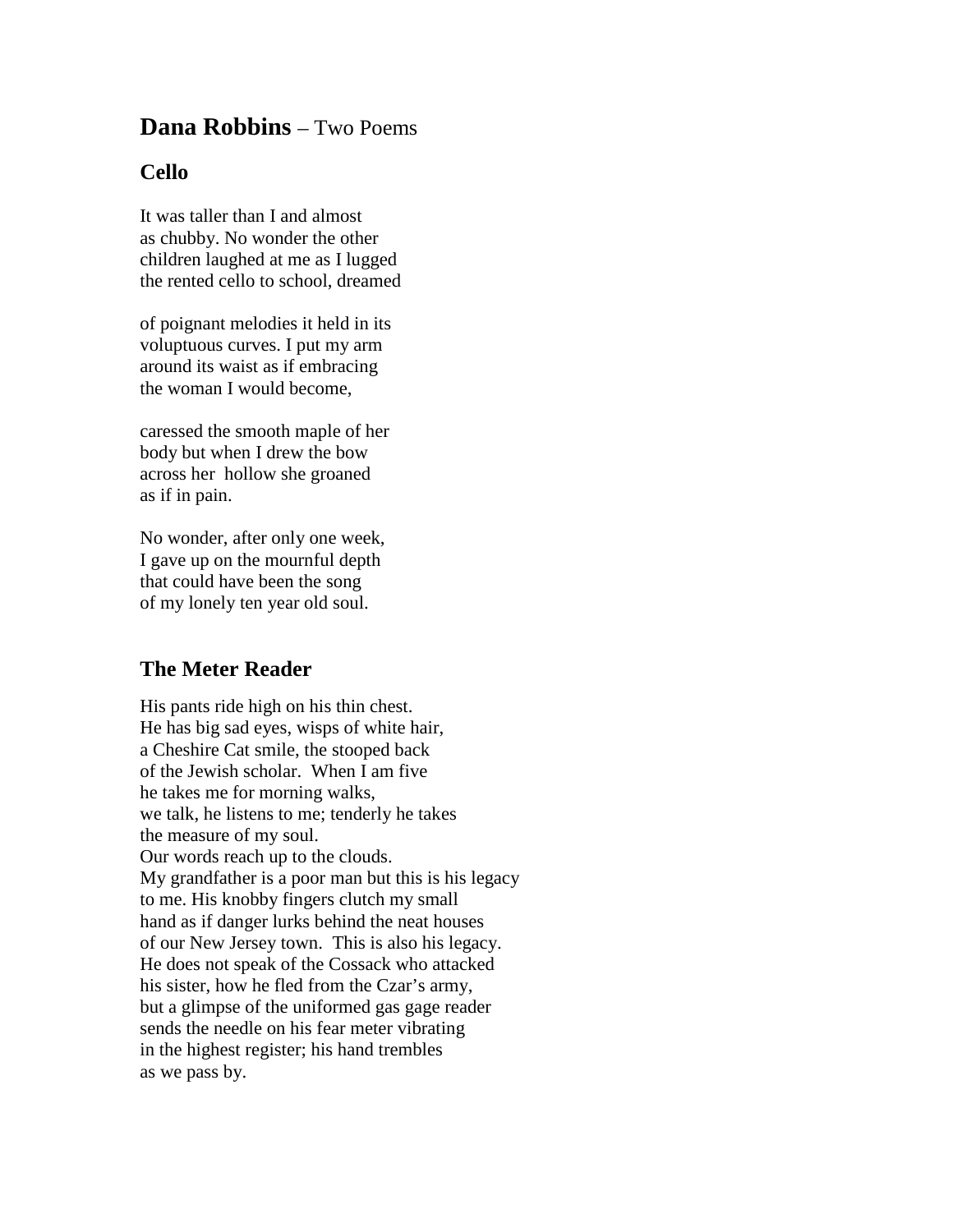# **Dana Robbins** – Two Poems

## Cello

It was taller than I and almost  
as chubby. No wonder the other  
children laughed at me as I lugged  
the rented cello to school, dreamed

of poignant melodies it held in its  
voluptuous curves. I put my arm  
around its waist as if embracing  
the woman I would become,

caressed the smooth maple of her  
body but when I drew the bow  
across her  hollow she groaned  
as if in pain.

No wonder, after only one week,  
I gave up on the mournful depth  
that could have been the song  
of my lonely ten year old soul.

## The Meter Reader

His pants ride high on his thin chest.  
He has big sad eyes, wisps of white hair,  
a Cheshire Cat smile, the stooped back  
of the Jewish scholar.  When I am five  
he takes me for morning walks,  
we talk, he listens to me; tenderly he takes  
the measure of my soul.  
Our words reach up to the clouds.  
My grandfather is a poor man but this is his legacy  
to me. His knobby fingers clutch my small  
hand as if danger lurks behind the neat houses  
of our New Jersey town.  This is also his legacy.  
He does not speak of the Cossack who attacked  
his sister, how he fled from the Czar's army,  
but a glimpse of the uniformed gas gage reader  
sends the needle on his fear meter vibrating  
in the highest register; his hand trembles  
as we pass by.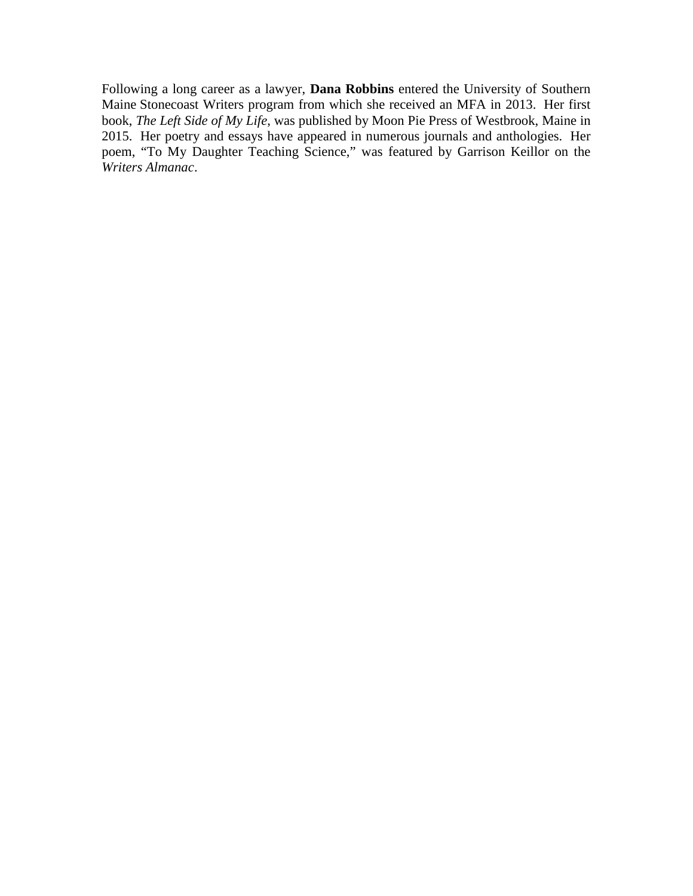Following a long career as a lawyer, **Dana Robbins** entered the University of Southern Maine Stonecoast Writers program from which she received an MFA in 2013. Her first book, *The Left Side of My Life*, was published by Moon Pie Press of Westbrook, Maine in 2015. Her poetry and essays have appeared in numerous journals and anthologies. Her poem, "To My Daughter Teaching Science," was featured by Garrison Keillor on the *Writers Almanac*.